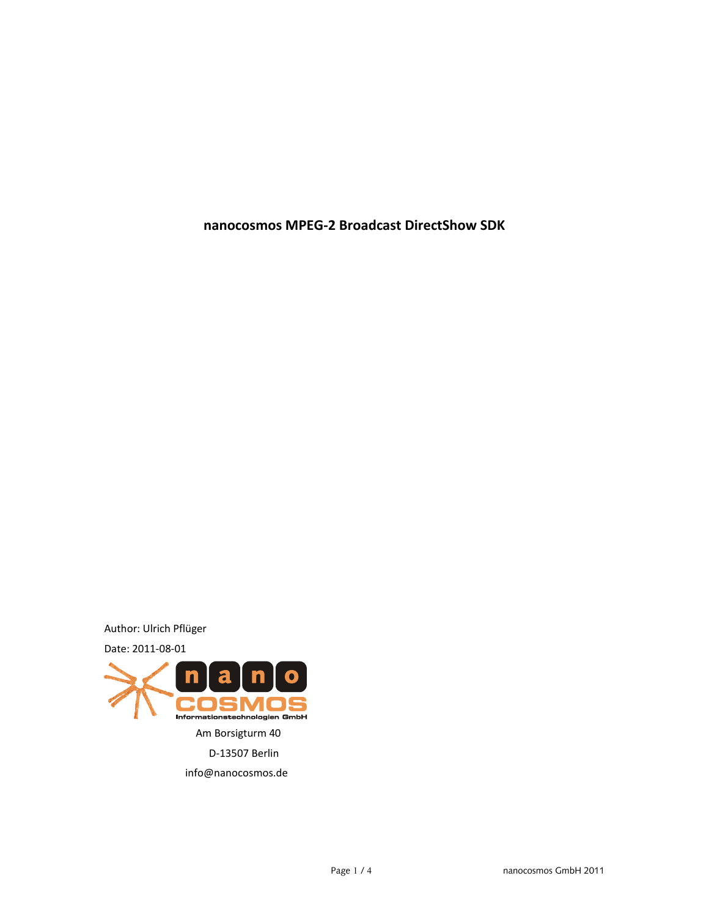# nanocosmos MPEG-2 Broadcast DirectShow SDK

Author: Ulrich Pflüger

Date: 2011-08-01

nano COSMOS Informationstechnologien GmbH

Am Borsigturm 40

D-13507 Berlin

info@nanocosmos.de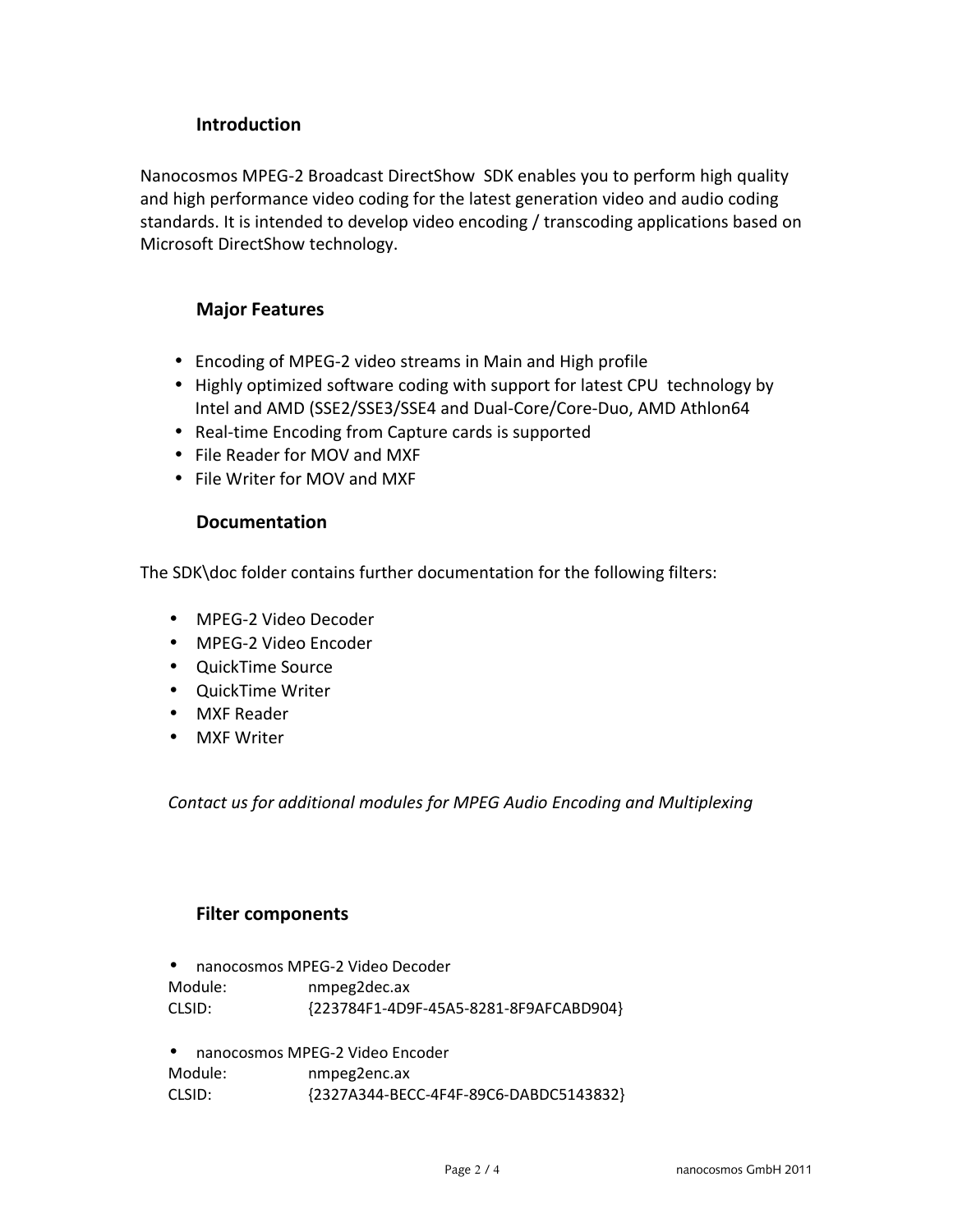## Introduction

Nanocosmos MPEG-2 Broadcast DirectShow SDK enables you to perform high quality and high performance video coding for the latest generation video and audio coding standards. It is intended to develop video encoding / transcoding applications based on Microsoft DirectShow technology.

## Major Features

- Encoding of MPEG-2 video streams in Main and High profile
- Highly optimized software coding with support for latest CPU technology by Intel and AMD (SSE2/SSE3/SSE4 and Dual-Core/Core-Duo, AMD Athlon64
- Real-time Encoding from Capture cards is supported
- File Reader for MOV and MXF
- File Writer for MOV and MXF

## Documentation

The SDK\doc folder contains further documentation for the following filters:

- MPEG-2 Video Decoder
- MPEG-2 Video Encoder
- QuickTime Source
- QuickTime Writer
- MXF Reader
- MXF Writer

*Contact us for additional modules for MPEG Audio Encoding and Multiplexing*

## Filter components

- nanocosmos MPEG-2 Video Decoder

Module: nmpeg2dec.ax
CLSID: {223784F1-4D9F-45A5-8281-8F9AFCABD904}

- nanocosmos MPEG-2 Video Encoder

Module: nmpeg2enc.ax
CLSID: {2327A344-BECC-4F4F-89C6-DABDC5143832}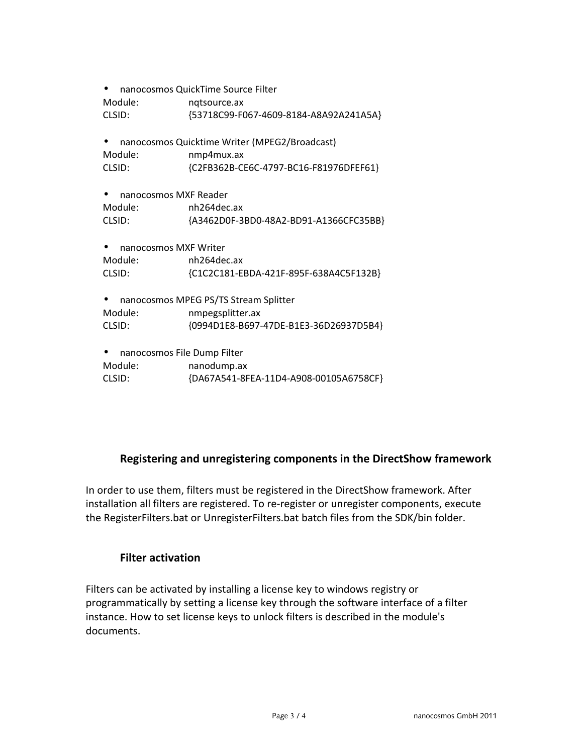- nanocosmos QuickTime Source Filter

Module: nqtsource.ax
CLSID: {53718C99-F067-4609-8184-A8A92A241A5A}

- nanocosmos Quicktime Writer (MPEG2/Broadcast)

Module: nmp4mux.ax
CLSID: {C2FB362B-CE6C-4797-BC16-F81976DFEF61}

- nanocosmos MXF Reader

Module: nh264dec.ax
CLSID: {A3462D0F-3BD0-48A2-BD91-A1366CFC35BB}

- nanocosmos MXF Writer

Module: nh264dec.ax
CLSID: {C1C2C181-EBDA-421F-895F-638A4C5F132B}

- nanocosmos MPEG PS/TS Stream Splitter

Module: nmpegsplitter.ax
CLSID: {0994D1E8-B697-47DE-B1E3-36D26937D5B4}

- nanocosmos File Dump Filter

Module: nanodump.ax
CLSID: {DA67A541-8FEA-11D4-A908-00105A6758CF}

## Registering and unregistering components in the DirectShow framework

In order to use them, filters must be registered in the DirectShow framework. After installation all filters are registered. To re-register or unregister components, execute the RegisterFilters.bat or UnregisterFilters.bat batch files from the SDK/bin folder.

## Filter activation

Filters can be activated by installing a license key to windows registry or programmatically by setting a license key through the software interface of a filter instance. How to set license keys to unlock filters is described in the module's documents.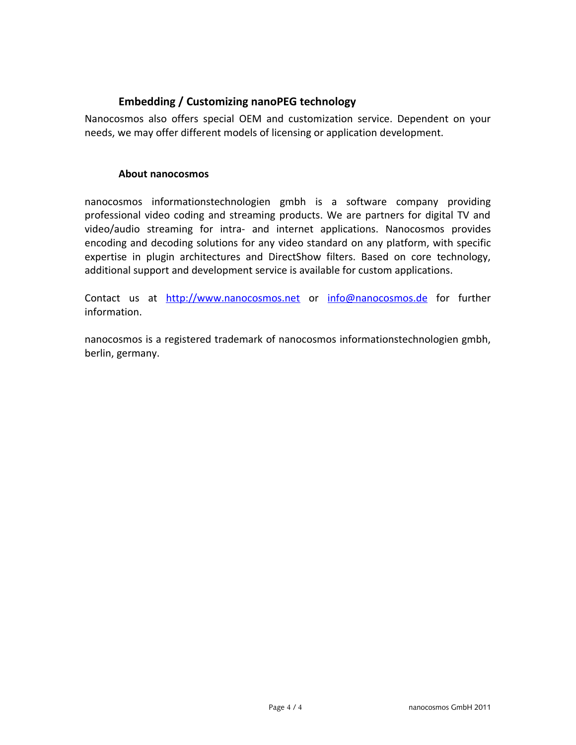### Embedding / Customizing nanoPEG technology

Nanocosmos also offers special OEM and customization service. Dependent on your needs, we may offer different models of licensing or application development.

### About nanocosmos

nanocosmos informationstechnologien gmbh is a software company providing professional video coding and streaming products. We are partners for digital TV and video/audio streaming for intra- and internet applications. Nanocosmos provides encoding and decoding solutions for any video standard on any platform, with specific expertise in plugin architectures and DirectShow filters. Based on core technology, additional support and development service is available for custom applications.

Contact us at [http://www.nanocosmos.net](http://www.nanocosmos.net) or [info@nanocosmos.de](mailto:info@nanocosmos.de) for further information.

nanocosmos is a registered trademark of nanocosmos informationstechnologien gmbh, berlin, germany.